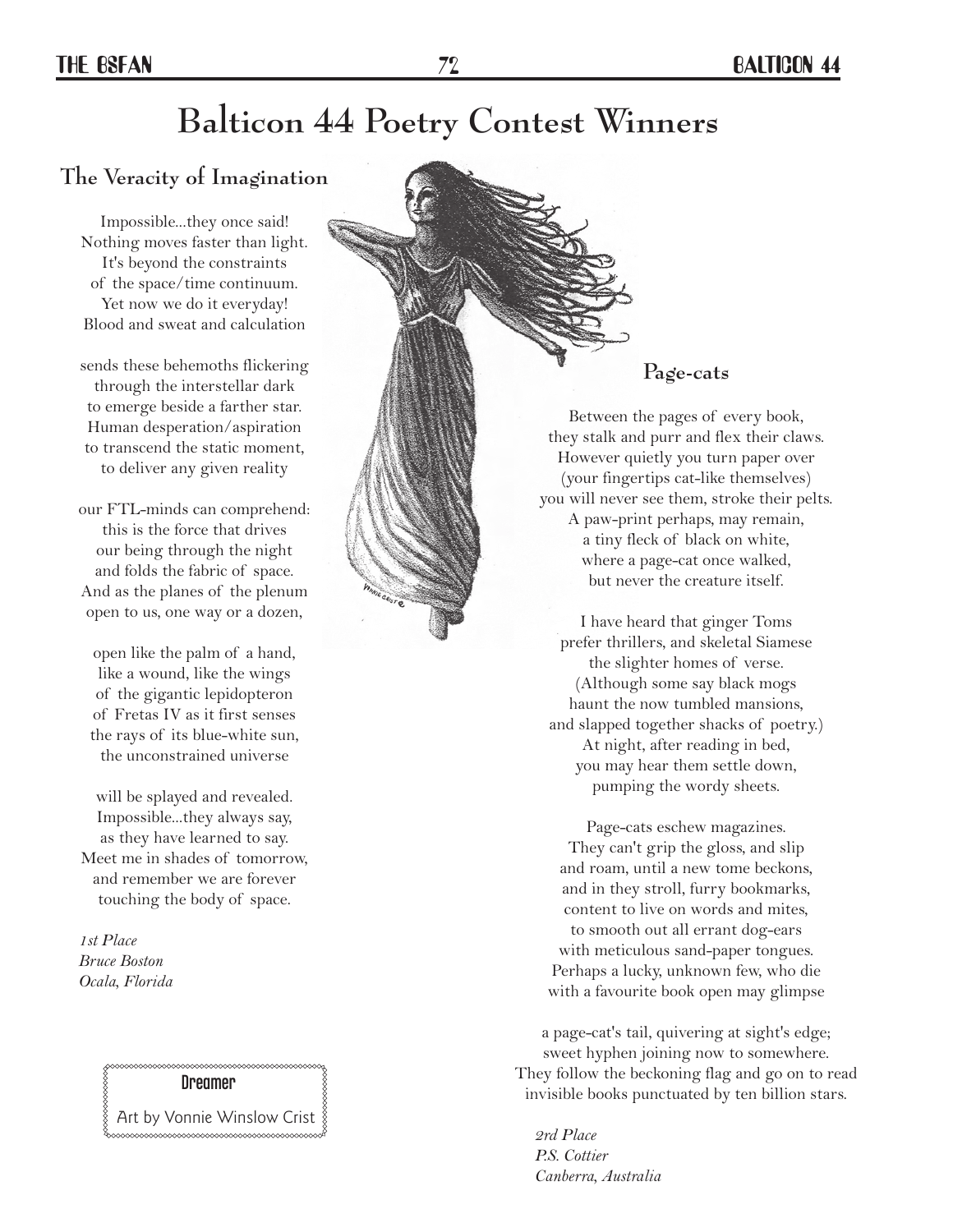# Balticon 44 Poetry Contest Winners

## The Veracity of Imagination

Impossible...they once said!
Nothing moves faster than light.
It's beyond the constraints
of the space/time continuum.
Yet now we do it everyday!
Blood and sweat and calculation

sends these behemoths flickering
through the interstellar dark
to emerge beside a farther star.
Human desperation/aspiration
to transcend the static moment,
to deliver any given reality

our FTL-minds can comprehend:
this is the force that drives
our being through the night
and folds the fabric of space.
And as the planes of the plenum
open to us, one way or a dozen,

open like the palm of a hand,
like a wound, like the wings
of the gigantic lepidopteron
of Fretas IV as it first senses
the rays of its blue-white sun,
the unconstrained universe

will be splayed and revealed.
Impossible...they always say,
as they have learned to say.
Meet me in shades of tomorrow,
and remember we are forever
touching the body of space.

*1st Place*
*Bruce Boston*
*Ocala, Florida*

**Dreamer**
Art by Vonnie Winslow Crist

## Page-cats

Between the pages of every book,
they stalk and purr and flex their claws.
However quietly you turn paper over
(your fingertips cat-like themselves)
you will never see them, stroke their pelts.
A paw-print perhaps, may remain,
a tiny fleck of black on white,
where a page-cat once walked,
but never the creature itself.

I have heard that ginger Toms
prefer thrillers, and skeletal Siamese
the slighter homes of verse.
(Although some say black mogs
haunt the now tumbled mansions,
and slapped together shacks of poetry.)
At night, after reading in bed,
you may hear them settle down,
pumping the wordy sheets.

Page-cats eschew magazines.
They can't grip the gloss, and slip
and roam, until a new tome beckons,
and in they stroll, furry bookmarks,
content to live on words and mites,
to smooth out all errant dog-ears
with meticulous sand-paper tongues.
Perhaps a lucky, unknown few, who die
with a favourite book open may glimpse

a page-cat's tail, quivering at sight's edge;
sweet hyphen joining now to somewhere.
They follow the beckoning flag and go on to read
invisible books punctuated by ten billion stars.

*2rd Place*
*P.S. Cottier*
*Canberra, Australia*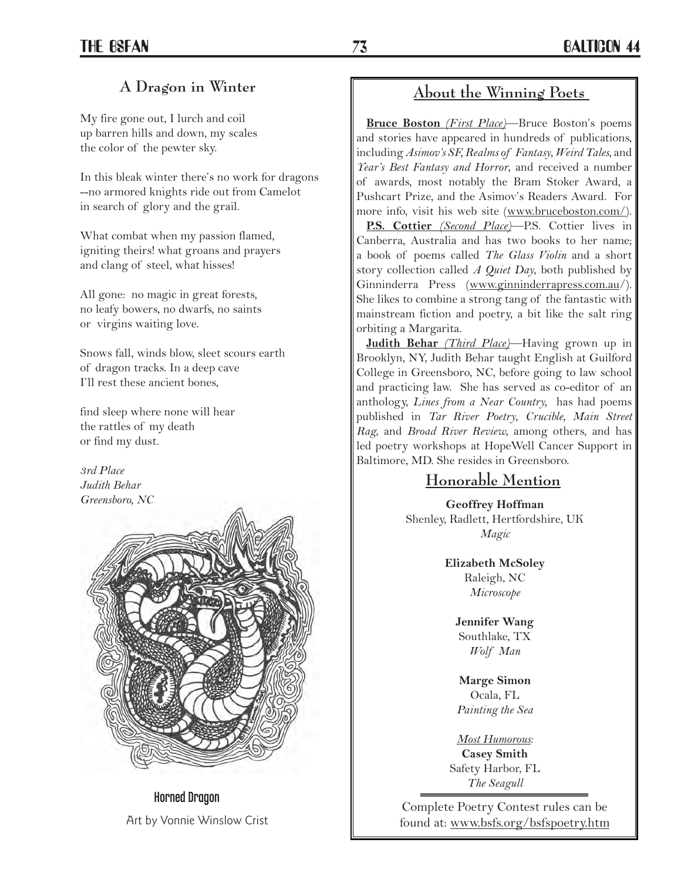## A Dragon in Winter

My fire gone out, I lurch and coil
up barren hills and down, my scales
the color of the pewter sky.

In this bleak winter there's no work for dragons
--no armored knights ride out from Camelot
in search of glory and the grail.

What combat when my passion flamed,
igniting theirs! what groans and prayers
and clang of steel, what hisses!

All gone: no magic in great forests,
no leafy bowers, no dwarfs, no saints
or virgins waiting love.

Snows fall, winds blow, sleet scours earth
of dragon tracks. In a deep cave
I'll rest these ancient bones,

find sleep where none will hear
the rattles of my death
or find my dust.

*3rd Place*
*Judith Behar*
*Greensboro, NC*

**Horned Dragon**
Art by Vonnie Winslow Crist

## About the Winning Poets

**Bruce Boston** *(First Place)*—Bruce Boston's poems and stories have appeared in hundreds of publications, including *Asimov's SF, Realms of Fantasy, Weird Tales*, and *Year's Best Fantasy and Horror*, and received a number of awards, most notably the Bram Stoker Award, a Pushcart Prize, and the Asimov's Readers Award. For more info, visit his web site (www.bruceboston.com/).

**P.S. Cottier** *(Second Place)*—P.S. Cottier lives in Canberra, Australia and has two books to her name; a book of poems called *The Glass Violin* and a short story collection called *A Quiet Day*, both published by Ginninderra Press (www.ginninderrapress.com.au/). She likes to combine a strong tang of the fantastic with mainstream fiction and poetry, a bit like the salt ring orbiting a Margarita.

**Judith Behar** *(Third Place)*—Having grown up in Brooklyn, NY, Judith Behar taught English at Guilford College in Greensboro, NC, before going to law school and practicing law. She has served as co-editor of an anthology, *Lines from a Near Country*, has had poems published in *Tar River Poetry, Crucible, Main Street Rag*, and *Broad River Review*, among others, and has led poetry workshops at HopeWell Cancer Support in Baltimore, MD. She resides in Greensboro.

## Honorable Mention

**Geoffrey Hoffman**
Shenley, Radlett, Hertfordshire, UK
*Magic*

**Elizabeth McSoley**
Raleigh, NC
*Microscope*

**Jennifer Wang**
Southlake, TX
*Wolf Man*

**Marge Simon**
Ocala, FL
*Painting the Sea*

*Most Humorous:*
**Casey Smith**
Safety Harbor, FL
*The Seagull*

Complete Poetry Contest rules can be found at: www.bsfs.org/bsfspoetry.htm